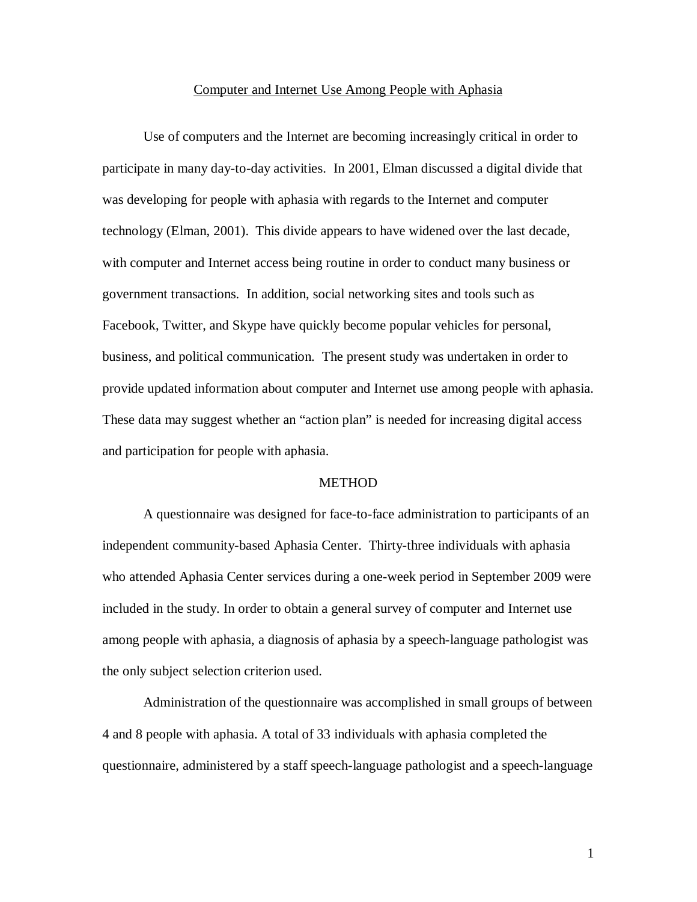# Computer and Internet Use Among People with Aphasia

Use of computers and the Internet are becoming increasingly critical in order to participate in many day-to-day activities. In 2001, Elman discussed a digital divide that was developing for people with aphasia with regards to the Internet and computer technology (Elman, 2001). This divide appears to have widened over the last decade, with computer and Internet access being routine in order to conduct many business or government transactions. In addition, social networking sites and tools such as Facebook, Twitter, and Skype have quickly become popular vehicles for personal, business, and political communication. The present study was undertaken in order to provide updated information about computer and Internet use among people with aphasia. These data may suggest whether an "action plan" is needed for increasing digital access and participation for people with aphasia.

## METHOD

A questionnaire was designed for face-to-face administration to participants of an independent community-based Aphasia Center. Thirty-three individuals with aphasia who attended Aphasia Center services during a one-week period in September 2009 were included in the study. In order to obtain a general survey of computer and Internet use among people with aphasia, a diagnosis of aphasia by a speech-language pathologist was the only subject selection criterion used.

Administration of the questionnaire was accomplished in small groups of between 4 and 8 people with aphasia. A total of 33 individuals with aphasia completed the questionnaire, administered by a staff speech-language pathologist and a speech-language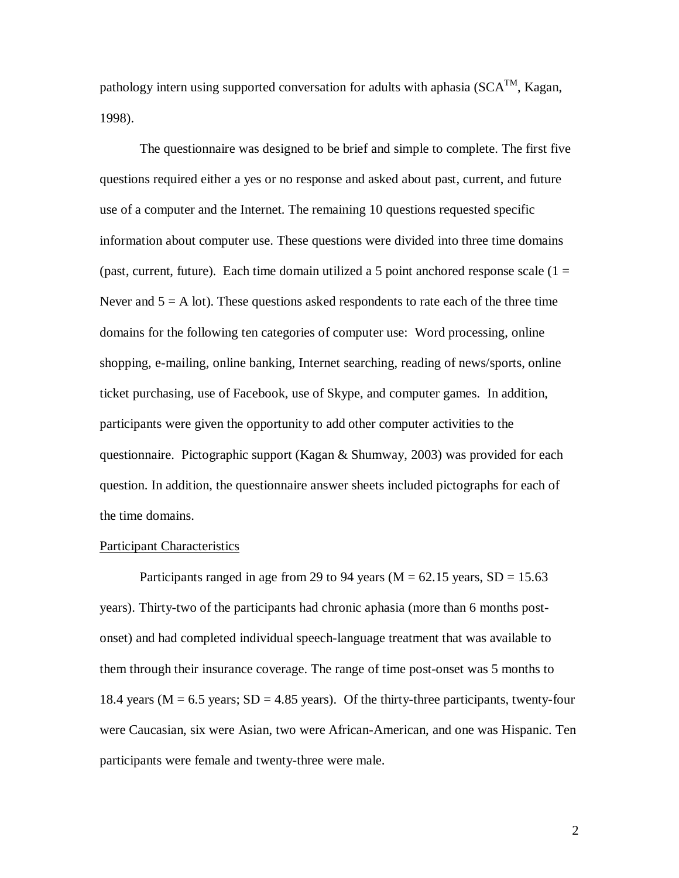pathology intern using supported conversation for adults with aphasia (SCA™, Kagan, 1998).

The questionnaire was designed to be brief and simple to complete. The first five questions required either a yes or no response and asked about past, current, and future use of a computer and the Internet. The remaining 10 questions requested specific information about computer use. These questions were divided into three time domains (past, current, future). Each time domain utilized a 5 point anchored response scale (1 = Never and 5 = A lot). These questions asked respondents to rate each of the three time domains for the following ten categories of computer use: Word processing, online shopping, e-mailing, online banking, Internet searching, reading of news/sports, online ticket purchasing, use of Facebook, use of Skype, and computer games. In addition, participants were given the opportunity to add other computer activities to the questionnaire. Pictographic support (Kagan & Shumway, 2003) was provided for each question. In addition, the questionnaire answer sheets included pictographs for each of the time domains.

<u>Participant Characteristics</u>

Participants ranged in age from 29 to 94 years (M = 62.15 years, SD = 15.63 years). Thirty-two of the participants had chronic aphasia (more than 6 months post-onset) and had completed individual speech-language treatment that was available to them through their insurance coverage. The range of time post-onset was 5 months to 18.4 years (M = 6.5 years; SD = 4.85 years). Of the thirty-three participants, twenty-four were Caucasian, six were Asian, two were African-American, and one was Hispanic. Ten participants were female and twenty-three were male.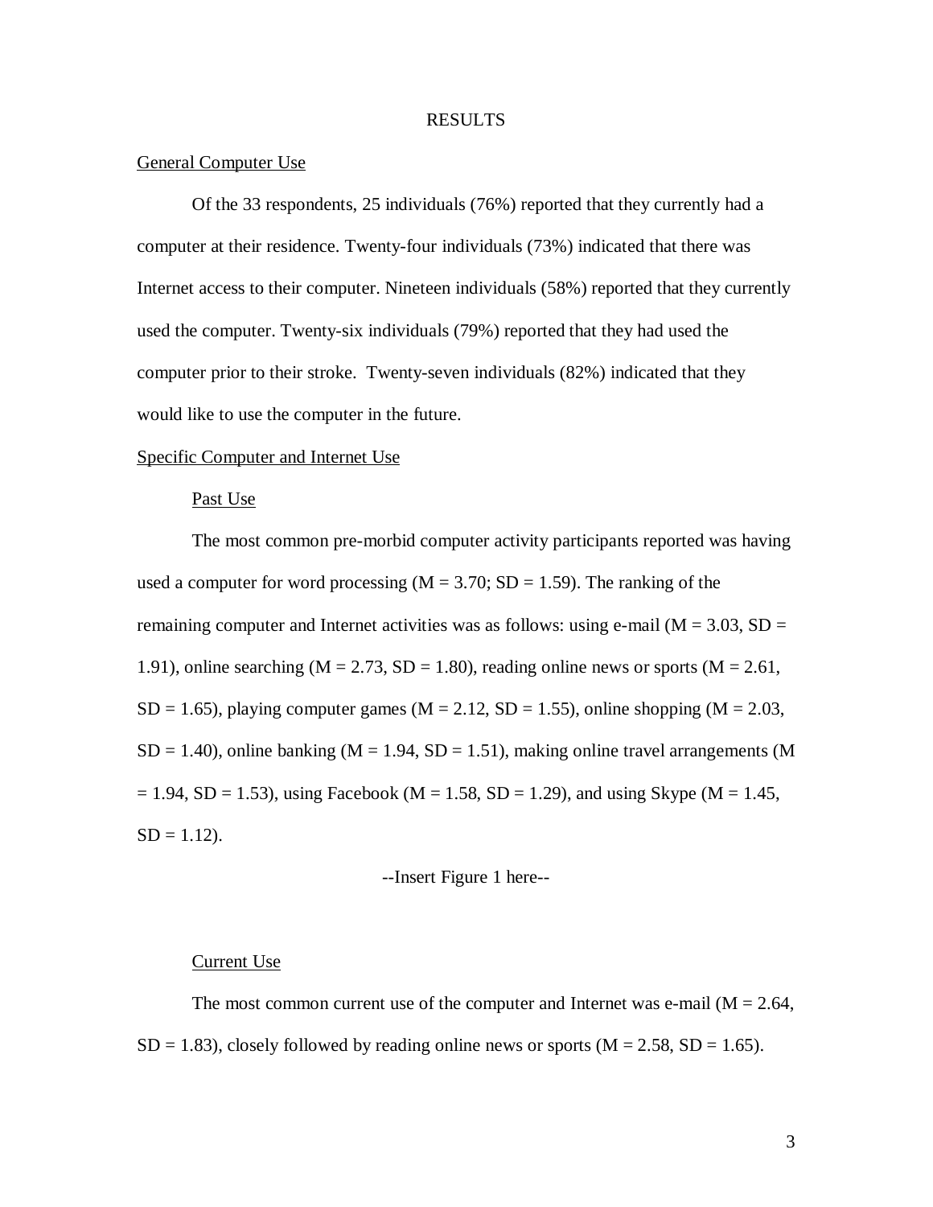# RESULTS

## General Computer Use

Of the 33 respondents, 25 individuals (76%) reported that they currently had a computer at their residence. Twenty-four individuals (73%) indicated that there was Internet access to their computer. Nineteen individuals (58%) reported that they currently used the computer. Twenty-six individuals (79%) reported that they had used the computer prior to their stroke. Twenty-seven individuals (82%) indicated that they would like to use the computer in the future.

## Specific Computer and Internet Use

### Past Use

The most common pre-morbid computer activity participants reported was having used a computer for word processing ($M = 3.70$; $SD = 1.59$). The ranking of the remaining computer and Internet activities was as follows: using e-mail ($M = 3.03$, $SD = 1.91$), online searching ($M = 2.73$, $SD = 1.80$), reading online news or sports ($M = 2.61$, $SD = 1.65$), playing computer games ($M = 2.12$, $SD = 1.55$), online shopping ($M = 2.03$, $SD = 1.40$), online banking ($M = 1.94$, $SD = 1.51$), making online travel arrangements ($M = 1.94$, $SD = 1.53$), using Facebook ($M = 1.58$, $SD = 1.29$), and using Skype ($M = 1.45$, $SD = 1.12$).

--Insert Figure 1 here--

### Current Use

The most common current use of the computer and Internet was e-mail ($M = 2.64$, $SD = 1.83$), closely followed by reading online news or sports ($M = 2.58$, $SD = 1.65$).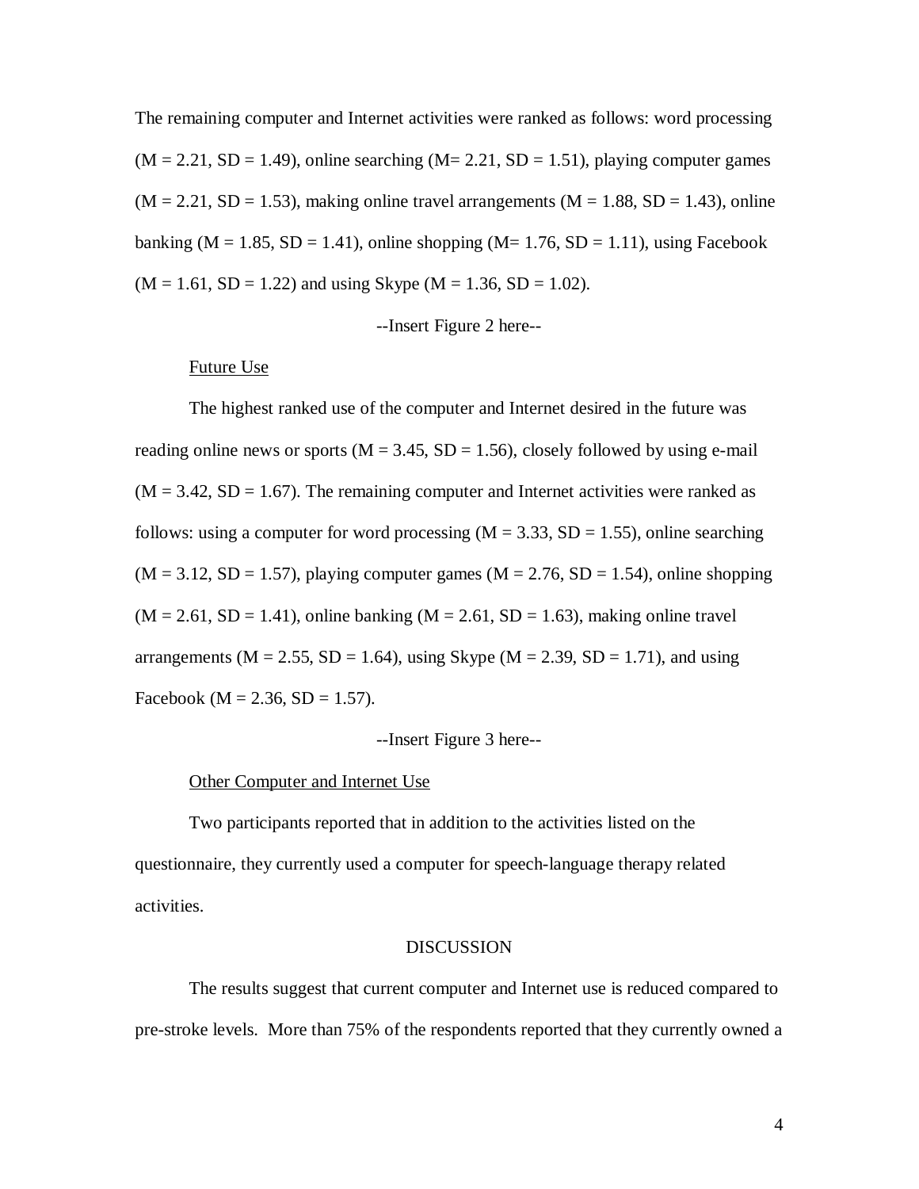The remaining computer and Internet activities were ranked as follows: word processing ($M = 2.21$, $SD = 1.49$), online searching ($M = 2.21$, $SD = 1.51$), playing computer games ($M = 2.21$, $SD = 1.53$), making online travel arrangements ($M = 1.88$, $SD = 1.43$), online banking ($M = 1.85$, $SD = 1.41$), online shopping ($M = 1.76$, $SD = 1.11$), using Facebook ($M = 1.61$, $SD = 1.22$) and using Skype ($M = 1.36$, $SD = 1.02$).

--Insert Figure 2 here--

### Future Use

The highest ranked use of the computer and Internet desired in the future was reading online news or sports ($M = 3.45$, $SD = 1.56$), closely followed by using e-mail ($M = 3.42$, $SD = 1.67$). The remaining computer and Internet activities were ranked as follows: using a computer for word processing ($M = 3.33$, $SD = 1.55$), online searching ($M = 3.12$, $SD = 1.57$), playing computer games ($M = 2.76$, $SD = 1.54$), online shopping ($M = 2.61$, $SD = 1.41$), online banking ($M = 2.61$, $SD = 1.63$), making online travel arrangements ($M = 2.55$, $SD = 1.64$), using Skype ($M = 2.39$, $SD = 1.71$), and using Facebook ($M = 2.36$, $SD = 1.57$).

--Insert Figure 3 here--

### Other Computer and Internet Use

Two participants reported that in addition to the activities listed on the questionnaire, they currently used a computer for speech-language therapy related activities.

## DISCUSSION

The results suggest that current computer and Internet use is reduced compared to pre-stroke levels. More than 75% of the respondents reported that they currently owned a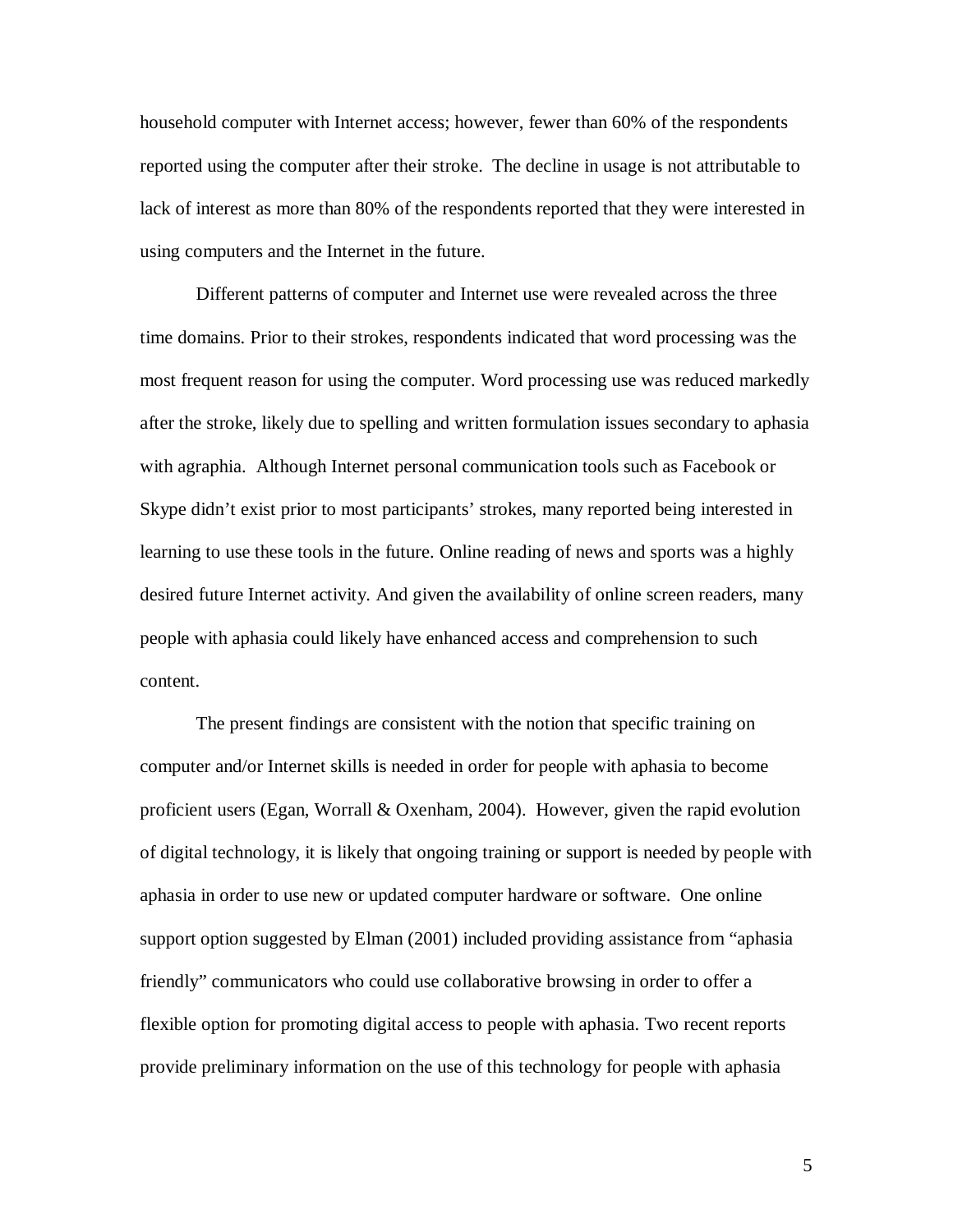household computer with Internet access; however, fewer than 60% of the respondents reported using the computer after their stroke. The decline in usage is not attributable to lack of interest as more than 80% of the respondents reported that they were interested in using computers and the Internet in the future.

Different patterns of computer and Internet use were revealed across the three time domains. Prior to their strokes, respondents indicated that word processing was the most frequent reason for using the computer. Word processing use was reduced markedly after the stroke, likely due to spelling and written formulation issues secondary to aphasia with agraphia. Although Internet personal communication tools such as Facebook or Skype didn't exist prior to most participants' strokes, many reported being interested in learning to use these tools in the future. Online reading of news and sports was a highly desired future Internet activity. And given the availability of online screen readers, many people with aphasia could likely have enhanced access and comprehension to such content.

The present findings are consistent with the notion that specific training on computer and/or Internet skills is needed in order for people with aphasia to become proficient users (Egan, Worrall & Oxenham, 2004). However, given the rapid evolution of digital technology, it is likely that ongoing training or support is needed by people with aphasia in order to use new or updated computer hardware or software. One online support option suggested by Elman (2001) included providing assistance from "aphasia friendly" communicators who could use collaborative browsing in order to offer a flexible option for promoting digital access to people with aphasia. Two recent reports provide preliminary information on the use of this technology for people with aphasia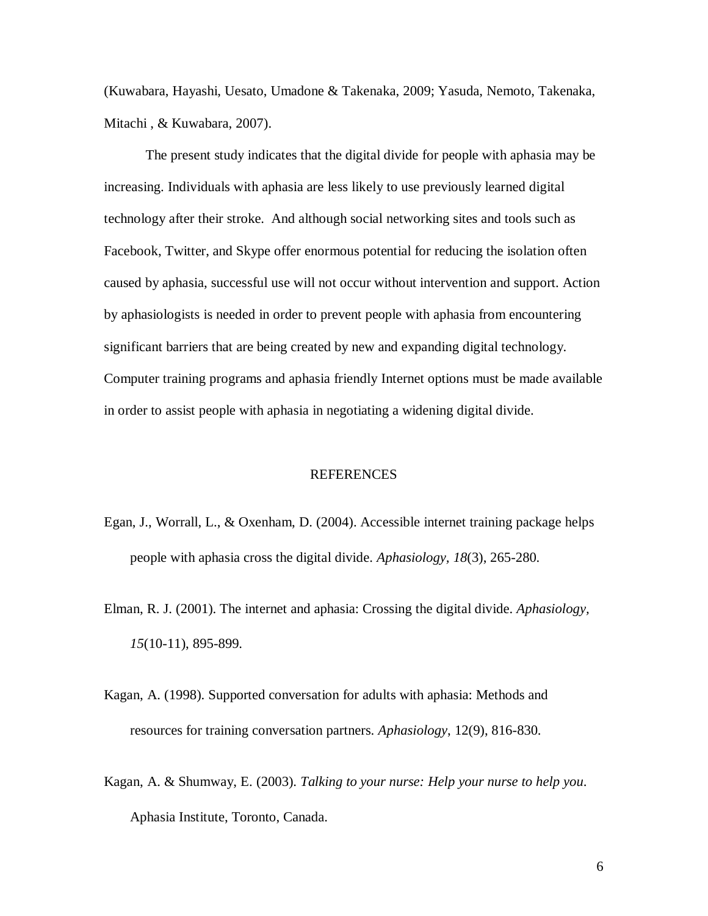(Kuwabara, Hayashi, Uesato, Umadone & Takenaka, 2009; Yasuda, Nemoto, Takenaka, Mitachi , & Kuwabara, 2007).

The present study indicates that the digital divide for people with aphasia may be increasing. Individuals with aphasia are less likely to use previously learned digital technology after their stroke. And although social networking sites and tools such as Facebook, Twitter, and Skype offer enormous potential for reducing the isolation often caused by aphasia, successful use will not occur without intervention and support. Action by aphasiologists is needed in order to prevent people with aphasia from encountering significant barriers that are being created by new and expanding digital technology. Computer training programs and aphasia friendly Internet options must be made available in order to assist people with aphasia in negotiating a widening digital divide.

## REFERENCES

Egan, J., Worrall, L., & Oxenham, D. (2004). Accessible internet training package helps people with aphasia cross the digital divide. *Aphasiology*, *18*(3), 265-280.

Elman, R. J. (2001). The internet and aphasia: Crossing the digital divide. *Aphasiology, 15*(10-11), 895-899.

Kagan, A. (1998). Supported conversation for adults with aphasia: Methods and resources for training conversation partners. *Aphasiology*, 12(9), 816-830.

Kagan, A. & Shumway, E. (2003). *Talking to your nurse: Help your nurse to help you*. Aphasia Institute, Toronto, Canada.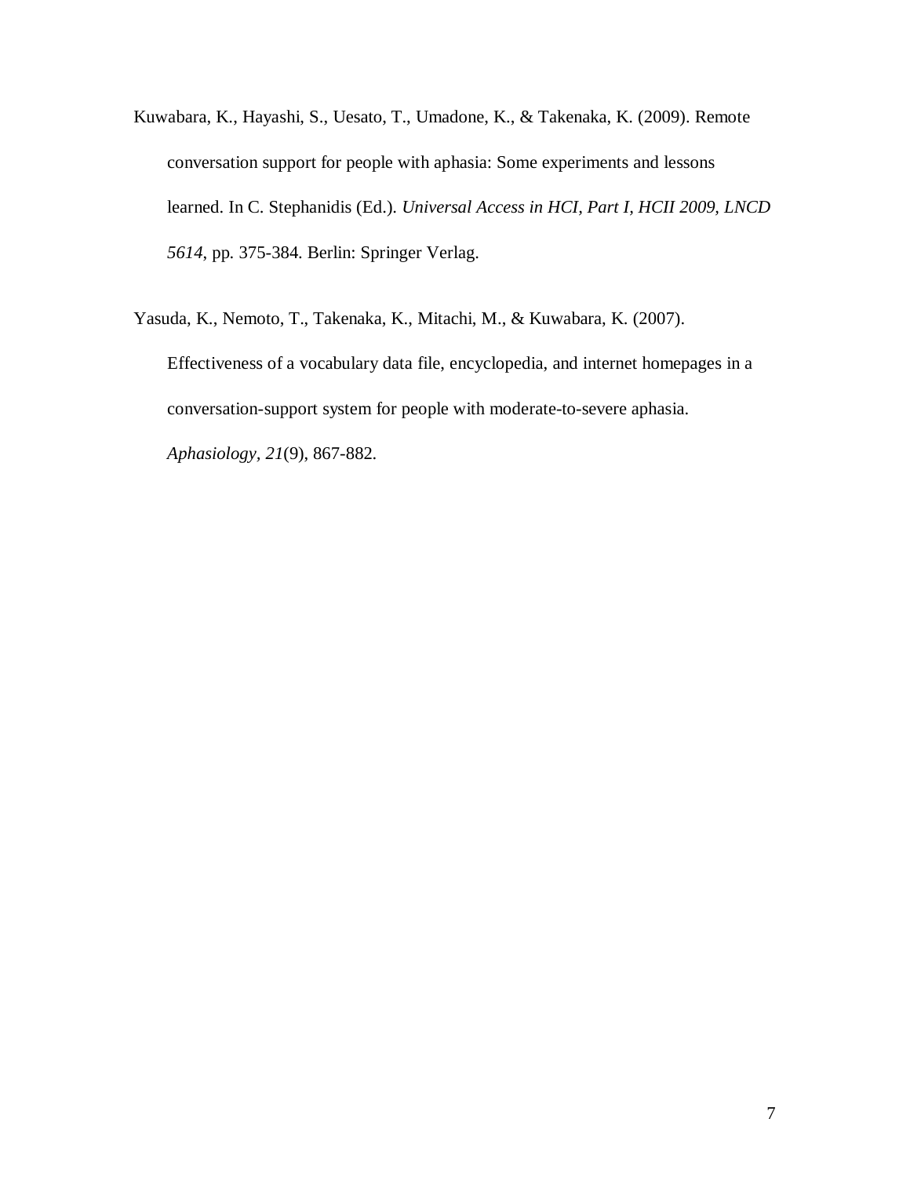Kuwabara, K., Hayashi, S., Uesato, T., Umadone, K., & Takenaka, K. (2009). Remote conversation support for people with aphasia: Some experiments and lessons learned. In C. Stephanidis (Ed.). *Universal Access in HCI, Part I, HCII 2009, LNCD 5614*, pp. 375-384. Berlin: Springer Verlag.

Yasuda, K., Nemoto, T., Takenaka, K., Mitachi, M., & Kuwabara, K. (2007). Effectiveness of a vocabulary data file, encyclopedia, and internet homepages in a conversation-support system for people with moderate-to-severe aphasia. *Aphasiology, 21*(9), 867-882.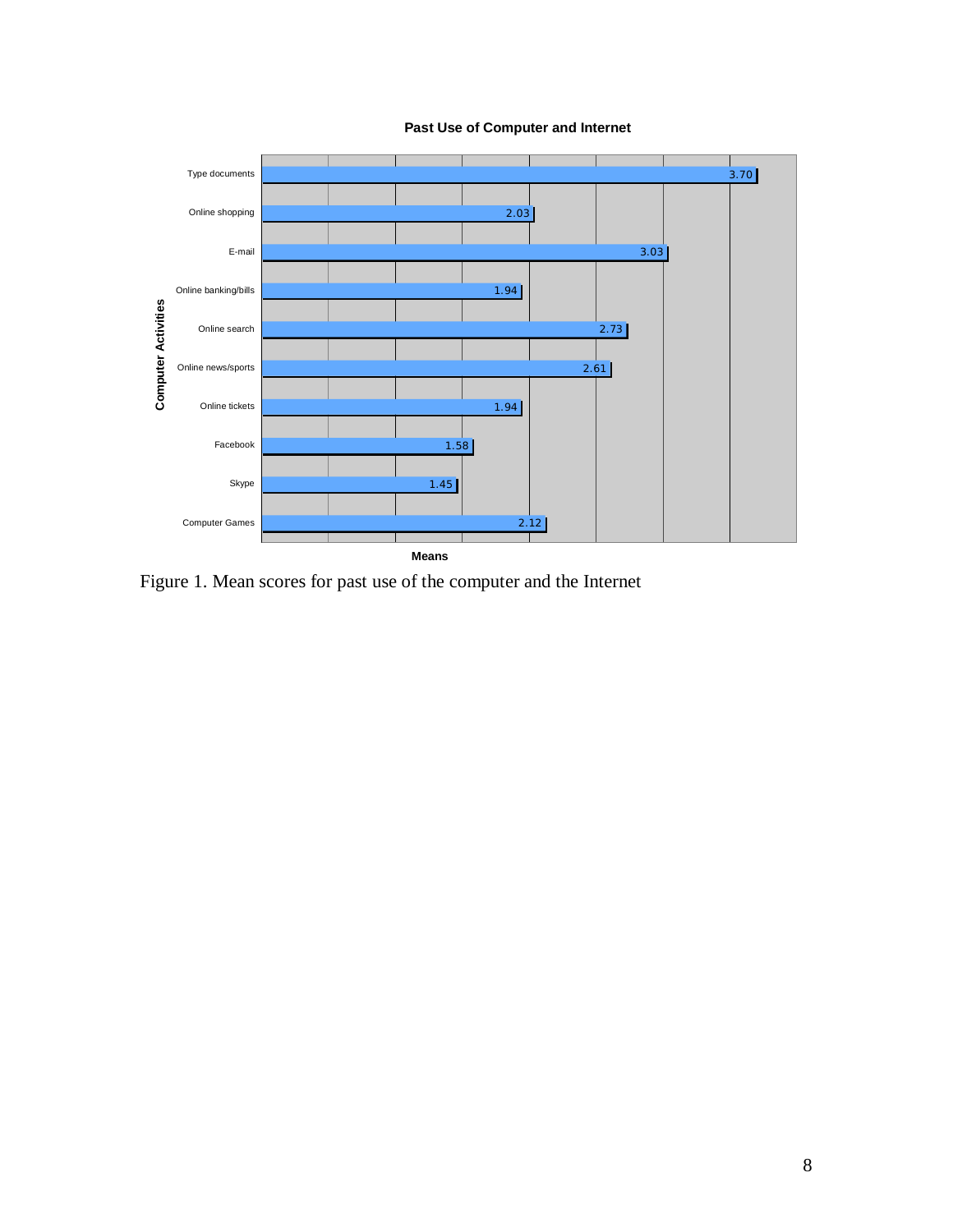**Past Use of Computer and Internet**

| Computer Activities | Means |
|---|---|
| Type documents | 3.70 |
| Online shopping | 2.03 |
| E-mail | 3.03 |
| Online banking/bills | 1.94 |
| Online search | 2.73 |
| Online news/sports | 2.61 |
| Online tickets | 1.94 |
| Facebook | 1.58 |
| Skype | 1.45 |
| Computer Games | 2.12 |

Figure 1. Mean scores for past use of the computer and the Internet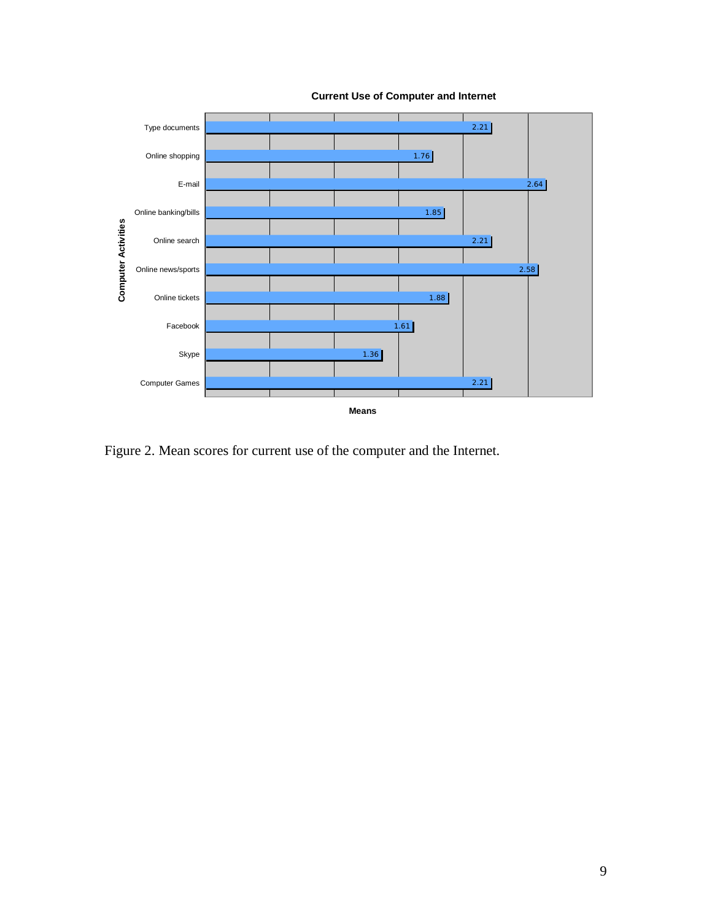**Current Use of Computer and Internet**

| Computer Activities | Means |
|---|---|
| Type documents | 2.21 |
| Online shopping | 1.76 |
| E-mail | 2.64 |
| Online banking/bills | 1.85 |
| Online search | 2.21 |
| Online news/sports | 2.58 |
| Online tickets | 1.88 |
| Facebook | 1.61 |
| Skype | 1.36 |
| Computer Games | 2.21 |

Figure 2. Mean scores for current use of the computer and the Internet.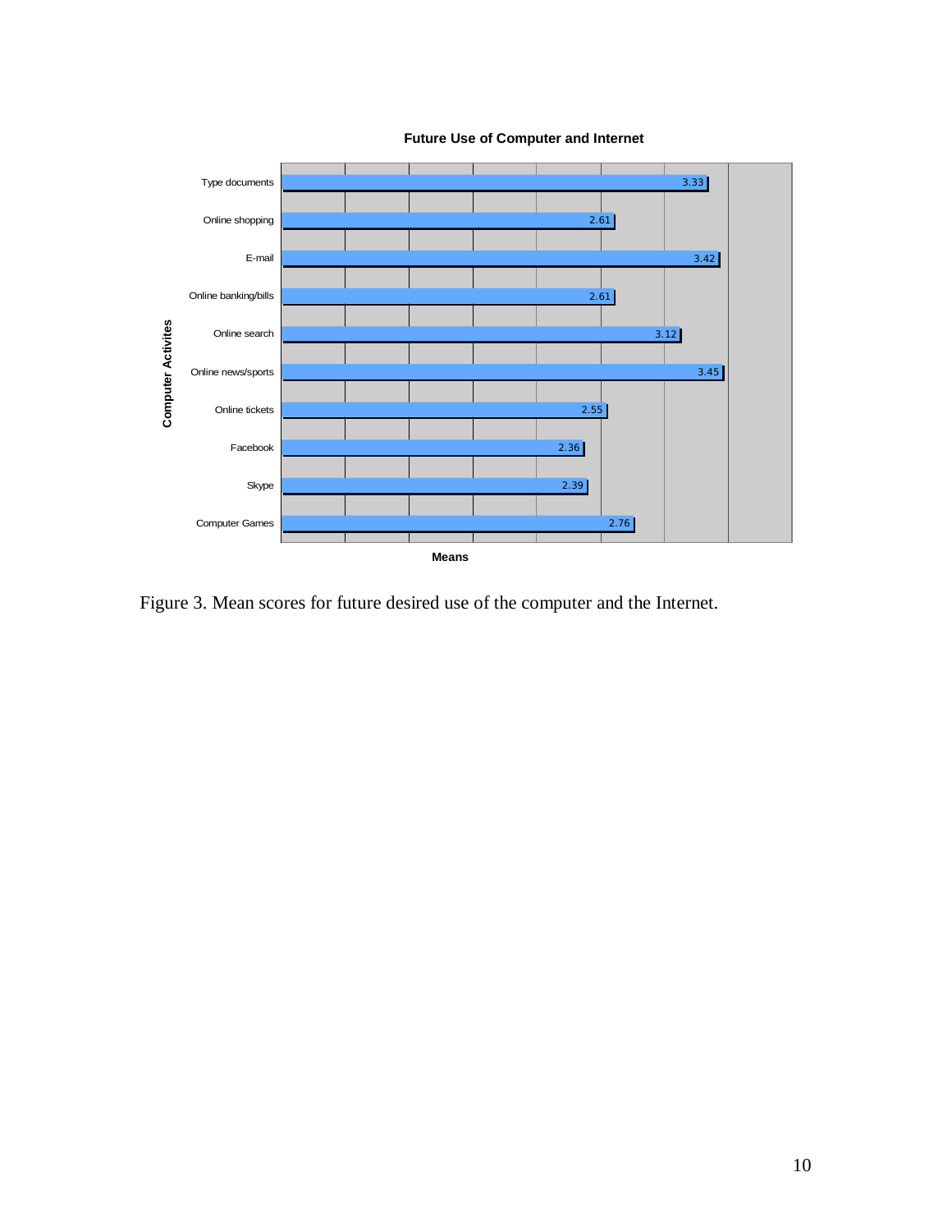Future Use of Computer and Internet

Computer Activites

Type documents 3.33

Online shopping 2.61

E-mail 3.42

Online banking/bills 2.61

Online search 3.12

Online news/sports 3.45

Online tickets 2.55

Facebook 2.36

Skype 2.39

Computer Games 2.76

Means

Figure 3. Mean scores for future desired use of the computer and the Internet.